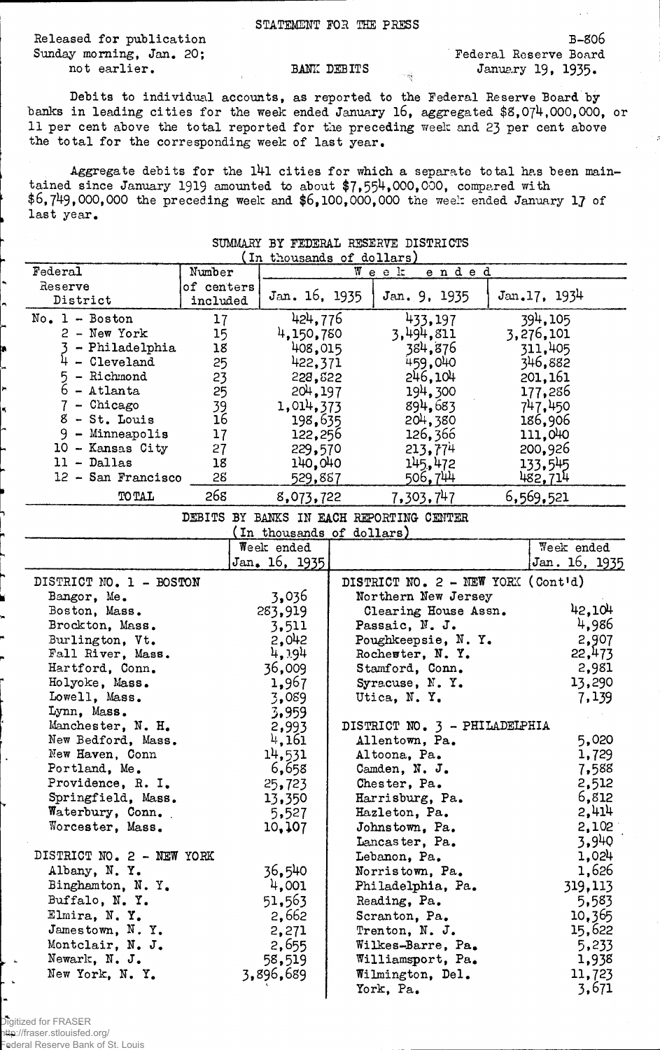STATEMENT FOR THE PRESS

Released for publication Sunday morning, Jan. 20; not earlier.

B-806
Federal Reserve Board
January 19, 1935.

BANK DEBITS

Debits to individual accounts, as reported to the Federal Reserve Board by banks in leading cities for the week ended January 16, aggregated $8,074,000,000, or 11 per cent above the total reported for the preceding week and 23 per cent above the total for the corresponding week of last year.

Aggregate debits for the 141 cities for which a separate total has been maintained since January 1919 amounted to about $7,554,000,000, compared with $6,749,000,000 the preceding week and $6,100,000,000 the week ended January 17 of last year.

## SUMMARY BY FEDERAL RESERVE DISTRICTS
(In thousands of dollars)

| Federal Reserve District | Number of centers included | Week ended Jan. 16, 1935 | Jan. 9, 1935 | Jan. 17, 1934 |
|---|---|---|---|---|
| No. 1 - Boston | 17 | 424,776 | 433,197 | 394,105 |
| 2 - New York | 15 | 4,150,780 | 3,494,811 | 3,276,101 |
| 3 - Philadelphia | 18 | 408,015 | 384,876 | 311,405 |
| 4 - Cleveland | 25 | 422,371 | 459,040 | 346,882 |
| 5 - Richmond | 23 | 228,822 | 246,104 | 201,161 |
| 6 - Atlanta | 25 | 204,197 | 194,300 | 177,286 |
| 7 - Chicago | 39 | 1,014,373 | 894,683 | 747,450 |
| 8 - St. Louis | 16 | 198,635 | 204,380 | 186,906 |
| 9 - Minneapolis | 17 | 122,256 | 126,366 | 111,040 |
| 10 - Kansas City | 27 | 229,570 | 213,774 | 200,926 |
| 11 - Dallas | 18 | 140,040 | 145,472 | 133,545 |
| 12 - San Francisco | 28 | 529,887 | 506,744 | 482,714 |
| TOTAL | 268 | 8,073,722 | 7,303,747 | 6,569,521 |

## DEBITS BY BANKS IN EACH REPORTING CENTER
(In thousands of dollars)

| | Week ended Jan. 16, 1935 |
|---|---|
| **DISTRICT NO. 1 - BOSTON** | |
| Bangor, Me. | 3,036 |
| Boston, Mass. | 283,919 |
| Brockton, Mass. | 3,511 |
| Burlington, Vt. | 2,042 |
| Fall River, Mass. | 4,194 |
| Hartford, Conn. | 36,009 |
| Holyoke, Mass. | 1,967 |
| Lowell, Mass. | 3,089 |
| Lynn, Mass. | 3,959 |
| Manchester, N. H. | 2,993 |
| New Bedford, Mass. | 4,161 |
| New Haven, Conn | 14,531 |
| Portland, Me. | 6,658 |
| Providence, R. I. | 25,723 |
| Springfield, Mass. | 13,350 |
| Waterbury, Conn. | 5,527 |
| Worcester, Mass. | 10,107 |
| **DISTRICT NO. 2 - NEW YORK** | |
| Albany, N. Y. | 36,540 |
| Binghamton, N. Y. | 4,001 |
| Buffalo, N. Y. | 51,563 |
| Elmira, N. Y. | 2,662 |
| Jamestown, N. Y. | 2,271 |
| Montclair, N. J. | 2,655 |
| Newark, N. J. | 58,519 |
| New York, N. Y. | 3,896,689 |
| **DISTRICT NO. 2 - NEW YORK (Cont'd)** | |
| Northern New Jersey Clearing House Assn. | 42,104 |
| Passaic, N. J. | 4,986 |
| Poughkeepsie, N. Y. | 2,907 |
| Rochester, N. Y. | 22,473 |
| Stamford, Conn. | 2,981 |
| Syracuse, N. Y. | 13,290 |
| Utica, N. Y. | 7,139 |
| **DISTRICT NO. 3 - PHILADELPHIA** | |
| Allentown, Pa. | 5,020 |
| Altoona, Pa. | 1,729 |
| Camden, N. J. | 7,588 |
| Chester, Pa. | 2,512 |
| Harrisburg, Pa. | 6,812 |
| Hazleton, Pa. | 2,414 |
| Johnstown, Pa. | 2,102 |
| Lancaster, Pa. | 3,940 |
| Lebanon, Pa. | 1,024 |
| Norristown, Pa. | 1,626 |
| Philadelphia, Pa. | 319,113 |
| Reading, Pa. | 5,583 |
| Scranton, Pa. | 10,365 |
| Trenton, N. J. | 15,622 |
| Wilkes-Barre, Pa. | 5,233 |
| Williamsport, Pa. | 1,938 |
| Wilmington, Del. | 11,723 |
| York, Pa. | 3,671 |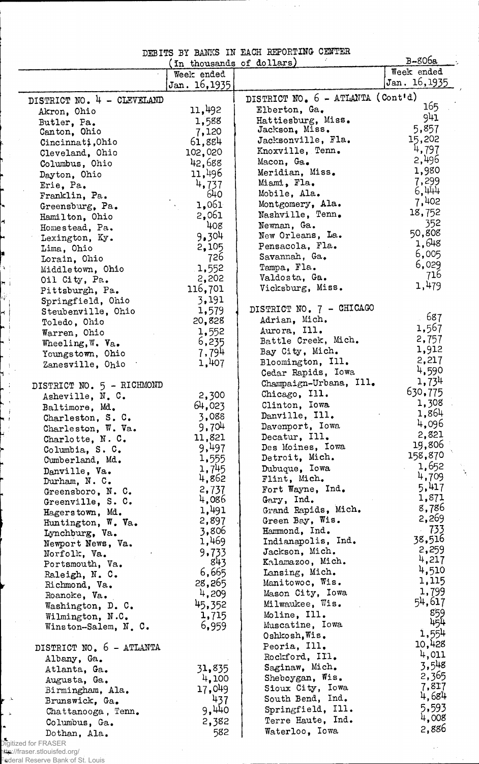DEBITS BY BANKS IN EACH REPORTING CENTER

(In thousands of dollars)

B-806a

| | Week ended Jan. 16, 1935 |
|---|---|
| **DISTRICT NO. 4 - CLEVELAND** | |
| Akron, Ohio | 11,492 |
| Butler, Pa. | 1,588 |
| Canton, Ohio | 7,120 |
| Cincinnati, Ohio | 61,884 |
| Cleveland, Ohio | 102,020 |
| Columbus, Ohio | 42,688 |
| Dayton, Ohio | 11,496 |
| Erie, Pa. | 4,737 |
| Franklin, Pa. | 640 |
| Greensburg, Pa. | 1,061 |
| Hamilton, Ohio | 2,061 |
| Homestead, Pa. | 408 |
| Lexington, Ky. | 9,304 |
| Lima, Ohio | 2,105 |
| Lorain, Ohio | 726 |
| Middletown, Ohio | 1,552 |
| Oil City, Pa. | 2,202 |
| Pittsburgh, Pa. | 116,701 |
| Springfield, Ohio | 3,191 |
| Steubenville, Ohio | 1,579 |
| Toledo, Ohio | 20,828 |
| Warren, Ohio | 1,552 |
| Wheeling, W. Va. | 6,235 |
| Youngstown, Ohio | 7,794 |
| Zanesville, Ohio | 1,407 |
| **DISTRICT NO. 5 - RICHMOND** | |
| Asheville, N. C. | 2,300 |
| Baltimore, Md. | 64,023 |
| Charleston, S. C. | 3,088 |
| Charleston, W. Va. | 9,704 |
| Charlotte, N. C. | 11,821 |
| Columbia, S. C. | 9,497 |
| Cumberland, Md. | 1,555 |
| Danville, Va. | 1,745 |
| Durham, N. C. | 4,862 |
| Greensboro, N. C. | 2,737 |
| Greenville, S. C. | 4,086 |
| Hagerstown, Md. | 1,491 |
| Huntington, W. Va. | 2,897 |
| Lynchburg, Va. | 3,806 |
| Newport News, Va. | 1,469 |
| Norfolk, Va. | 9,733 |
| Portsmouth, Va. | 843 |
| Raleigh, N. C. | 6,665 |
| Richmond, Va. | 28,265 |
| Roanoke, Va. | 4,209 |
| Washington, D. C. | 45,352 |
| Wilmington, N.C. | 1,715 |
| Winston-Salem, N. C. | 6,959 |
| **DISTRICT NO. 6 - ATLANTA** | |
| Albany, Ga. | |
| Atlanta, Ga. | 31,835 |
| Augusta, Ga. | 4,100 |
| Birmingham, Ala. | 17,049 |
| Brunswick, Ga. | 437 |
| Chattanooga, Tenn. | 9,440 |
| Columbus, Ga. | 2,382 |
| Dothan, Ala. | 582 |
| **DISTRICT NO. 6 - ATLANTA (Cont'd)** | |
| Elberton, Ga. | 165 |
| Hattiesburg, Miss. | 941 |
| Jackson, Miss. | 5,857 |
| Jacksonville, Fla. | 15,202 |
| Knoxville, Tenn. | 4,797 |
| Macon, Ga. | 2,496 |
| Meridian, Miss. | 1,980 |
| Miami, Fla. | 7,299 |
| Mobile, Ala. | 6,444 |
| Montgomery, Ala. | 7,402 |
| Nashville, Tenn. | 18,752 |
| Newnan, Ga. | 352 |
| New Orleans, La. | 50,808 |
| Pensacola, Fla. | 1,648 |
| Savannah, Ga. | 6,005 |
| Tampa, Fla. | 6,029 |
| Valdosta, Ga. | 716 |
| Vicksburg, Miss. | 1,479 |
| **DISTRICT NO. 7 - CHICAGO** | |
| Adrian, Mich. | 687 |
| Aurora, Ill. | 1,567 |
| Battle Creek, Mich. | 2,757 |
| Bay City, Mich. | 1,912 |
| Bloomington, Ill. | 2,217 |
| Cedar Rapids, Iowa | 4,590 |
| Champaign-Urbana, Ill. | 1,734 |
| Chicago, Ill. | 630,775 |
| Clinton, Iowa | 1,308 |
| Danville, Ill. | 1,864 |
| Davenport, Iowa | 4,096 |
| Decatur, Ill. | 2,821 |
| Des Moines, Iowa | 19,806 |
| Detroit, Mich. | 158,870 |
| Dubuque, Iowa | 1,652 |
| Flint, Mich. | 4,709 |
| Fort Wayne, Ind. | 5,417 |
| Gary, Ind. | 1,871 |
| Grand Rapids, Mich. | 8,786 |
| Green Bay, Wis. | 2,269 |
| Hammond, Ind. | 733 |
| Indianapolis, Ind. | 38,516 |
| Jackson, Mich. | 2,259 |
| Kalamazoo, Mich. | 4,217 |
| Lansing, Mich. | 4,510 |
| Manitowoc, Wis. | 1,115 |
| Mason City, Iowa | 1,799 |
| Milwaukee, Wis. | 54,617 |
| Moline, Ill. | 859 |
| Muscatine, Iowa | 454 |
| Oshkosh, Wis. | 1,554 |
| Peoria, Ill. | 10,428 |
| Rockford, Ill. | 4,011 |
| Saginaw, Mich. | 3,548 |
| Sheboygan, Wis. | 2,365 |
| Sioux City, Iowa | 7,817 |
| South Bend, Ind. | 4,684 |
| Springfield, Ill. | 5,593 |
| Terre Haute, Ind. | 4,008 |
| Waterloo, Iowa | 2,886 |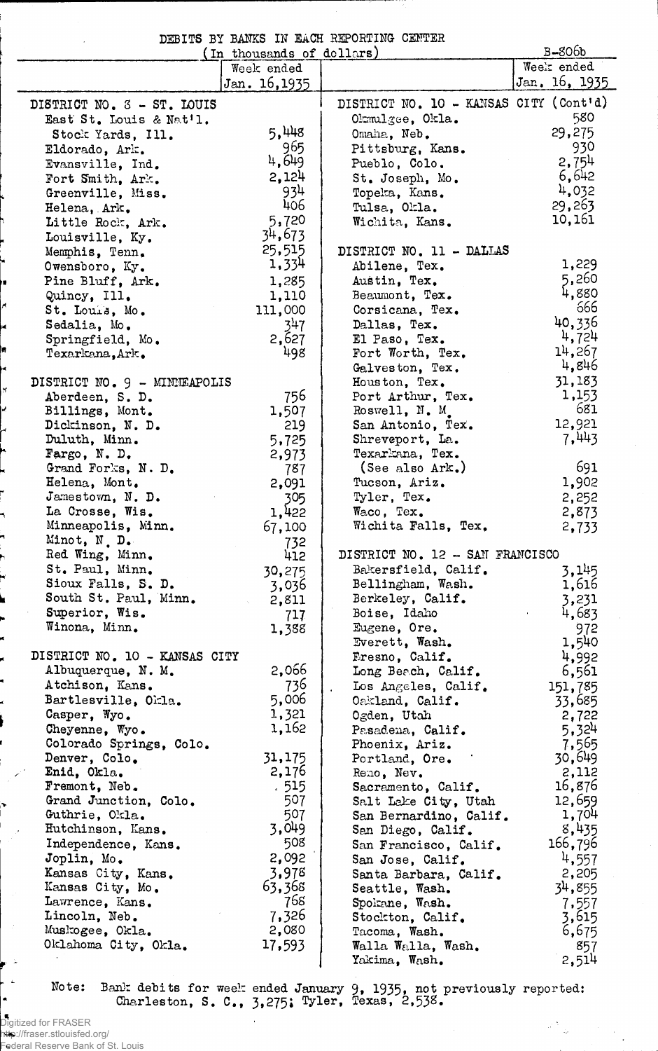DEBITS BY BANKS IN EACH REPORTING CENTER

(In thousands of dollars)

B-806b

| | Week ended Jan. 16, 1935 |
|---|---|
| **DISTRICT NO. 8 - ST. LOUIS** | |
| East St. Louis & Nat'l. Stock Yards, Ill. | 5,448 |
| Eldorado, Ark. | 965 |
| Evansville, Ind. | 4,649 |
| Fort Smith, Ark. | 2,124 |
| Greenville, Miss. | 934 |
| Helena, Ark. | 406 |
| Little Rock, Ark. | 5,720 |
| Louisville, Ky. | 34,673 |
| Memphis, Tenn. | 25,515 |
| Owensboro, Ky. | 1,334 |
| Pine Bluff, Ark. | 1,285 |
| Quincy, Ill. | 1,110 |
| St. Louis, Mo. | 111,000 |
| Sedalia, Mo. | 347 |
| Springfield, Mo. | 2,627 |
| Texarkana, Ark. | 498 |
| **DISTRICT NO. 9 - MINNEAPOLIS** | |
| Aberdeen, S. D. | 756 |
| Billings, Mont. | 1,507 |
| Dickinson, N. D. | 219 |
| Duluth, Minn. | 5,725 |
| Fargo, N. D. | 2,973 |
| Grand Forks, N. D. | 787 |
| Helena, Mont. | 2,091 |
| Jamestown, N. D. | 305 |
| La Crosse, Wis. | 1,422 |
| Minneapolis, Minn. | 67,100 |
| Minot, N. D. | 732 |
| Red Wing, Minn. | 412 |
| St. Paul, Minn. | 30,275 |
| Sioux Falls, S. D. | 3,036 |
| South St. Paul, Minn. | 2,811 |
| Superior, Wis. | 717 |
| Winona, Minn. | 1,388 |
| **DISTRICT NO. 10 - KANSAS CITY** | |
| Albuquerque, N. M. | 2,066 |
| Atchison, Kans. | 736 |
| Bartlesville, Okla. | 5,006 |
| Casper, Wyo. | 1,321 |
| Cheyenne, Wyo. | 1,162 |
| Colorado Springs, Colo. | |
| Denver, Colo. | 31,175 |
| Enid, Okla. | 2,176 |
| Fremont, Neb. | 515 |
| Grand Junction, Colo. | 507 |
| Guthrie, Okla. | 507 |
| Hutchinson, Kans. | 3,049 |
| Independence, Kans. | 508 |
| Joplin, Mo. | 2,092 |
| Kansas City, Kans. | 3,978 |
| Kansas City, Mo. | 63,368 |
| Lawrence, Kans. | 768 |
| Lincoln, Neb. | 7,326 |
| Muskogee, Okla. | 2,080 |
| Oklahoma City, Okla. | 17,593 |

| | Week ended Jan. 16, 1935 |
|---|---|
| **DISTRICT NO. 10 - KANSAS CITY (Cont'd)** | |
| Okmulgee, Okla. | 580 |
| Omaha, Neb. | 29,275 |
| Pittsburg, Kans. | 930 |
| Pueblo, Colo. | 2,754 |
| St. Joseph, Mo. | 6,642 |
| Topeka, Kans. | 4,032 |
| Tulsa, Okla. | 29,263 |
| Wichita, Kans. | 10,161 |
| **DISTRICT NO. 11 - DALLAS** | |
| Abilene, Tex. | 1,229 |
| Austin, Tex. | 5,260 |
| Beaumont, Tex. | 4,880 |
| Corsicana, Tex. | 666 |
| Dallas, Tex. | 40,336 |
| El Paso, Tex. | 4,724 |
| Fort Worth, Tex. | 14,267 |
| Galveston, Tex. | 4,846 |
| Houston, Tex. | 31,183 |
| Port Arthur, Tex. | 1,153 |
| Roswell, N. M. | 681 |
| San Antonio, Tex. | 12,921 |
| Shreveport, La. | 7,443 |
| Texarkana, Tex. (See also Ark.) | 691 |
| Tucson, Ariz. | 1,902 |
| Tyler, Tex. | 2,252 |
| Waco, Tex. | 2,873 |
| Wichita Falls, Tex. | 2,733 |
| **DISTRICT NO. 12 - SAN FRANCISCO** | |
| Bakersfield, Calif. | 3,145 |
| Bellingham, Wash. | 1,616 |
| Berkeley, Calif. | 3,231 |
| Boise, Idaho | 4,683 |
| Eugene, Ore. | 972 |
| Everett, Wash. | 1,540 |
| Fresno, Calif. | 4,992 |
| Long Beach, Calif. | 6,561 |
| Los Angeles, Calif. | 151,785 |
| Oakland, Calif. | 33,685 |
| Ogden, Utah | 2,722 |
| Pasadena, Calif. | 5,324 |
| Phoenix, Ariz. | 7,565 |
| Portland, Ore. | 30,649 |
| Reno, Nev. | 2,112 |
| Sacramento, Calif. | 16,876 |
| Salt Lake City, Utah | 12,659 |
| San Bernardino, Calif. | 1,704 |
| San Diego, Calif. | 8,435 |
| San Francisco, Calif. | 166,796 |
| San Jose, Calif. | 4,557 |
| Santa Barbara, Calif. | 2,205 |
| Seattle, Wash. | 34,855 |
| Spokane, Wash. | 7,557 |
| Stockton, Calif. | 3,615 |
| Tacoma, Wash. | 6,675 |
| Walla Walla, Wash. | 857 |
| Yakima, Wash. | 2,514 |

Note: Bank debits for week ended January 9, 1935, not previously reported: Charleston, S. C., 3,275; Tyler, Texas, 2,538.